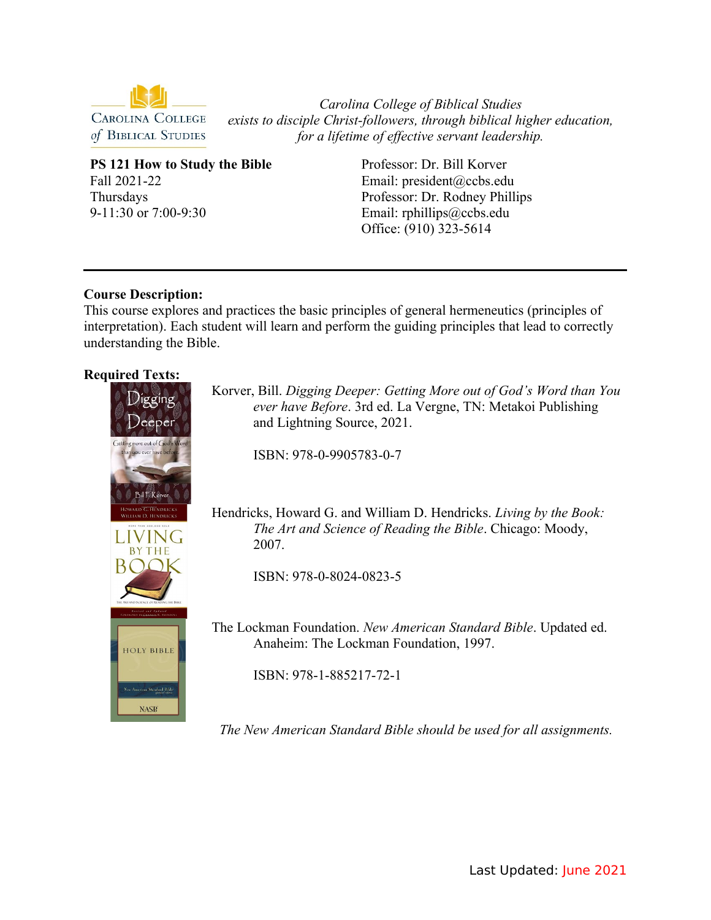CAROLINA COLLEGE of BIBLICAL STUDIES

*Carolina College of Biblical Studies*
*exists to disciple Christ-followers, through biblical higher education,*
*for a lifetime of effective servant leadership.*

**PS 121 How to Study the Bible**
Fall 2021-22
Thursdays
9-11:30 or 7:00-9:30

Professor: Dr. Bill Korver
Email: president@ccbs.edu
Professor: Dr. Rodney Phillips
Email: rphillips@ccbs.edu
Office: (910) 323-5614

---

**Course Description:**
This course explores and practices the basic principles of general hermeneutics (principles of interpretation). Each student will learn and perform the guiding principles that lead to correctly understanding the Bible.

**Required Texts:**

Korver, Bill. *Digging Deeper: Getting More out of God's Word than You ever have Before*. 3rd ed. La Vergne, TN: Metakoi Publishing and Lightning Source, 2021.

ISBN: 978-0-9905783-0-7

Hendricks, Howard G. and William D. Hendricks. *Living by the Book: The Art and Science of Reading the Bible*. Chicago: Moody, 2007.

ISBN: 978-0-8024-0823-5

The Lockman Foundation. *New American Standard Bible*. Updated ed. Anaheim: The Lockman Foundation, 1997.

ISBN: 978-1-885217-72-1

*The New American Standard Bible should be used for all assignments.*

Last Updated: June 2021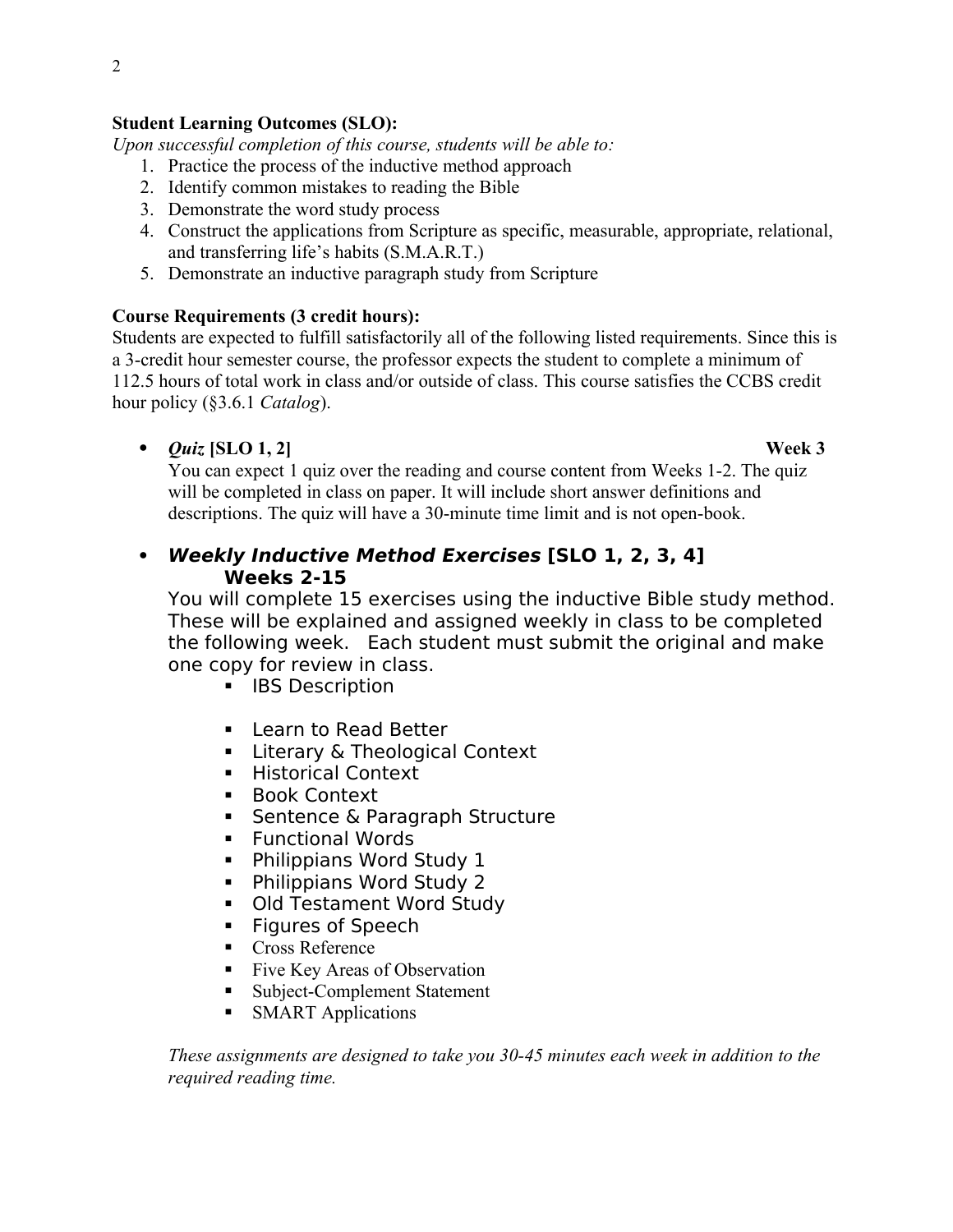**Student Learning Outcomes (SLO):**

*Upon successful completion of this course, students will be able to:*

1. Practice the process of the inductive method approach
2. Identify common mistakes to reading the Bible
3. Demonstrate the word study process
4. Construct the applications from Scripture as specific, measurable, appropriate, relational, and transferring life's habits (S.M.A.R.T.)
5. Demonstrate an inductive paragraph study from Scripture

**Course Requirements (3 credit hours):**

Students are expected to fulfill satisfactorily all of the following listed requirements. Since this is a 3-credit hour semester course, the professor expects the student to complete a minimum of 112.5 hours of total work in class and/or outside of class. This course satisfies the CCBS credit hour policy (§3.6.1 *Catalog*).

- ***Quiz* [SLO 1, 2]** **Week 3**

  You can expect 1 quiz over the reading and course content from Weeks 1-2. The quiz will be completed in class on paper. It will include short answer definitions and descriptions. The quiz will have a 30-minute time limit and is not open-book.

- ***Weekly Inductive Method Exercises* [SLO 1, 2, 3, 4]** **Weeks 2-15**

  You will complete 15 exercises using the inductive Bible study method. These will be explained and assigned weekly in class to be completed the following week. Each student must submit the original and make one copy for review in class.

  - IBS Description
  - Learn to Read Better
  - Literary & Theological Context
  - Historical Context
  - Book Context
  - Sentence & Paragraph Structure
  - Functional Words
  - Philippians Word Study 1
  - Philippians Word Study 2
  - Old Testament Word Study
  - Figures of Speech
  - Cross Reference
  - Five Key Areas of Observation
  - Subject-Complement Statement
  - SMART Applications

  *These assignments are designed to take you 30-45 minutes each week in addition to the required reading time.*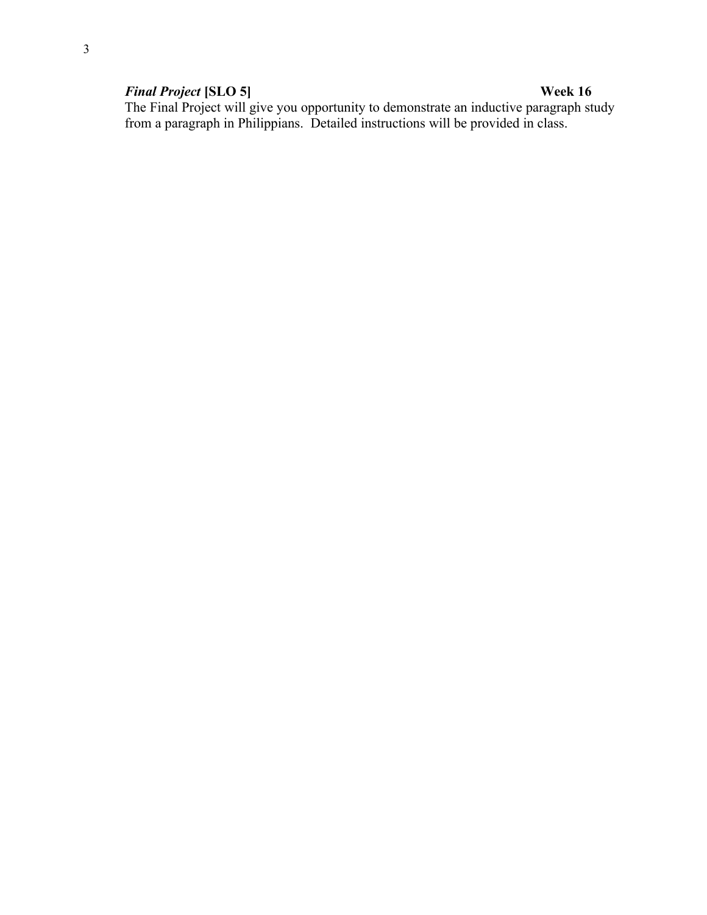***Final Project* [SLO 5]** **Week 16**

The Final Project will give you opportunity to demonstrate an inductive paragraph study from a paragraph in Philippians. Detailed instructions will be provided in class.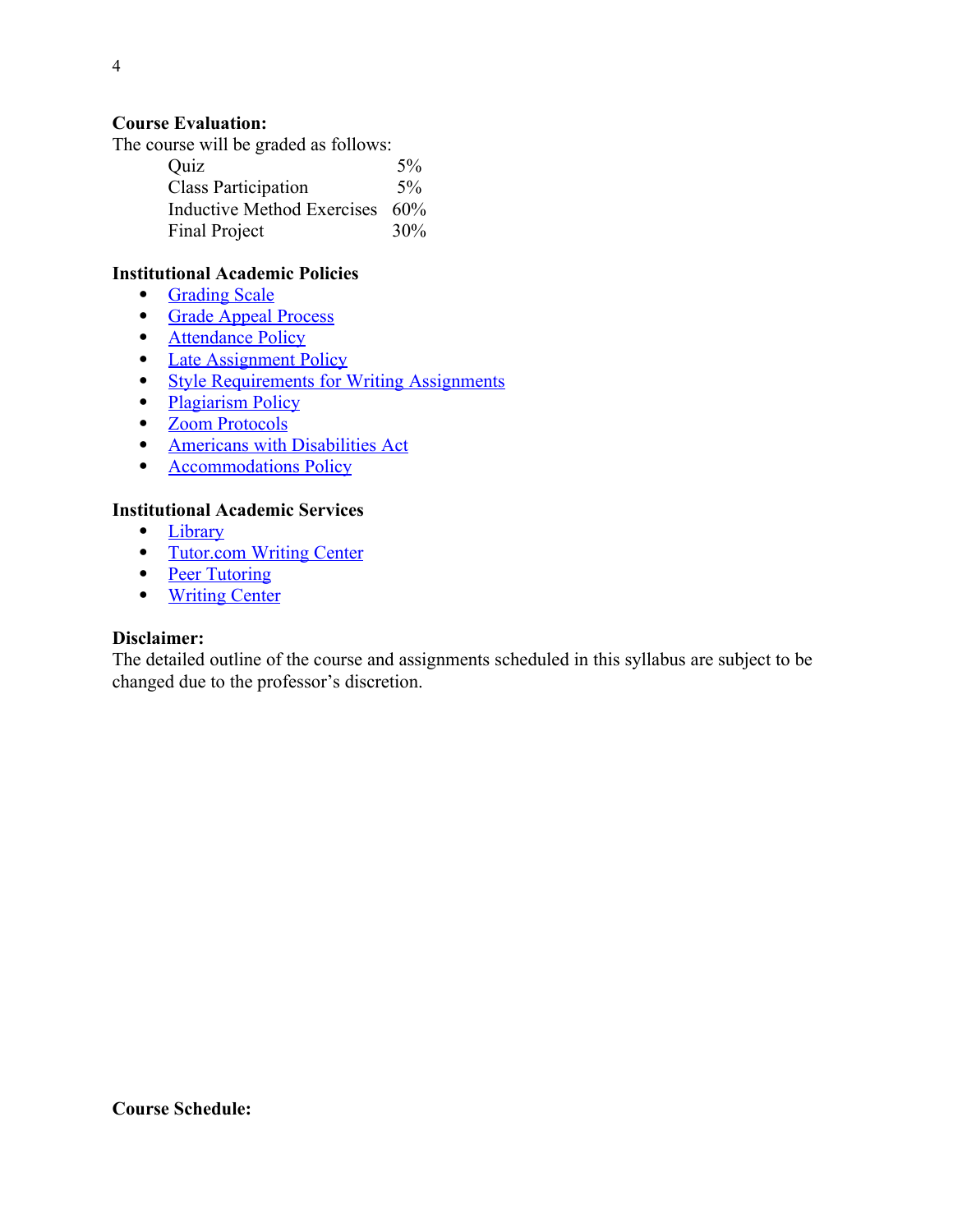**Course Evaluation:**

The course will be graded as follows:

| | |
|---|---|
| Quiz | 5% |
| Class Participation | 5% |
| Inductive Method Exercises | 60% |
| Final Project | 30% |

**Institutional Academic Policies**

- Grading Scale
- Grade Appeal Process
- Attendance Policy
- Late Assignment Policy
- Style Requirements for Writing Assignments
- Plagiarism Policy
- Zoom Protocols
- Americans with Disabilities Act
- Accommodations Policy

**Institutional Academic Services**

- Library
- Tutor.com Writing Center
- Peer Tutoring
- Writing Center

**Disclaimer:**

The detailed outline of the course and assignments scheduled in this syllabus are subject to be changed due to the professor's discretion.

**Course Schedule:**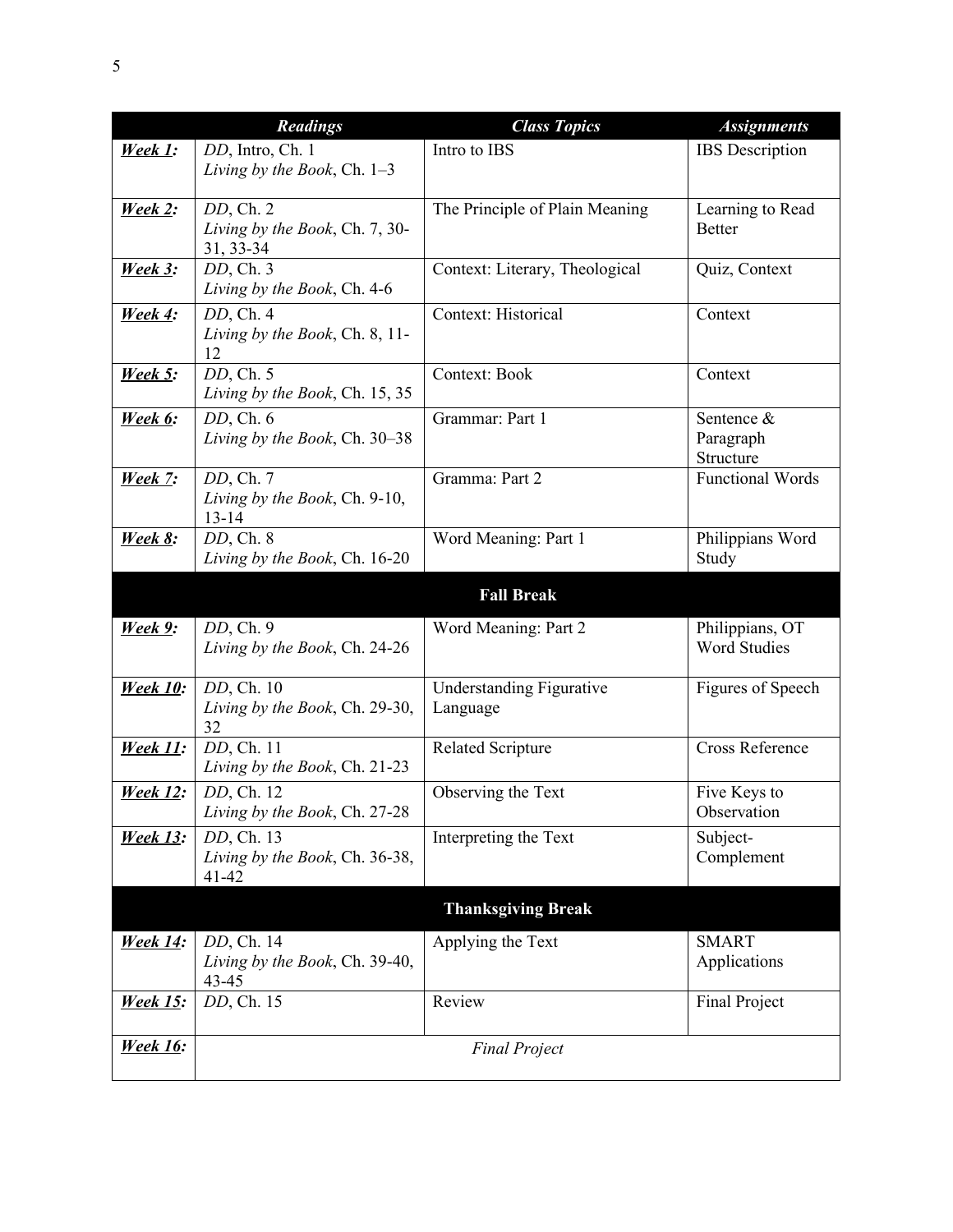| | *Readings* | *Class Topics* | *Assignments* |
|---|---|---|---|
| ***Week 1:*** | *DD*, Intro, Ch. 1<br>*Living by the Book*, Ch. 1–3 | Intro to IBS | IBS Description |
| ***Week 2:*** | *DD*, Ch. 2<br>*Living by the Book*, Ch. 7, 30-31, 33-34 | The Principle of Plain Meaning | Learning to Read Better |
| ***Week 3:*** | *DD*, Ch. 3<br>*Living by the Book*, Ch. 4-6 | Context: Literary, Theological | Quiz, Context |
| ***Week 4:*** | *DD*, Ch. 4<br>*Living by the Book*, Ch. 8, 11-12 | Context: Historical | Context |
| ***Week 5:*** | *DD*, Ch. 5<br>*Living by the Book*, Ch. 15, 35 | Context: Book | Context |
| ***Week 6:*** | *DD*, Ch. 6<br>*Living by the Book*, Ch. 30–38 | Grammar: Part 1 | Sentence & Paragraph Structure |
| ***Week 7:*** | *DD*, Ch. 7<br>*Living by the Book*, Ch. 9-10, 13-14 | Gramma: Part 2 | Functional Words |
| ***Week 8:*** | *DD*, Ch. 8<br>*Living by the Book*, Ch. 16-20 | Word Meaning: Part 1 | Philippians Word Study |
| | | **Fall Break** | |
| ***Week 9:*** | *DD*, Ch. 9<br>*Living by the Book*, Ch. 24-26 | Word Meaning: Part 2 | Philippians, OT Word Studies |
| ***Week 10:*** | *DD*, Ch. 10<br>*Living by the Book*, Ch. 29-30, 32 | Understanding Figurative Language | Figures of Speech |
| ***Week 11:*** | *DD*, Ch. 11<br>*Living by the Book*, Ch. 21-23 | Related Scripture | Cross Reference |
| ***Week 12:*** | *DD*, Ch. 12<br>*Living by the Book*, Ch. 27-28 | Observing the Text | Five Keys to Observation |
| ***Week 13:*** | *DD*, Ch. 13<br>*Living by the Book*, Ch. 36-38, 41-42 | Interpreting the Text | Subject-Complement |
| | | **Thanksgiving Break** | |
| ***Week 14:*** | *DD*, Ch. 14<br>*Living by the Book*, Ch. 39-40, 43-45 | Applying the Text | SMART Applications |
| ***Week 15:*** | *DD*, Ch. 15 | Review | Final Project |
| ***Week 16:*** | | *Final Project* | |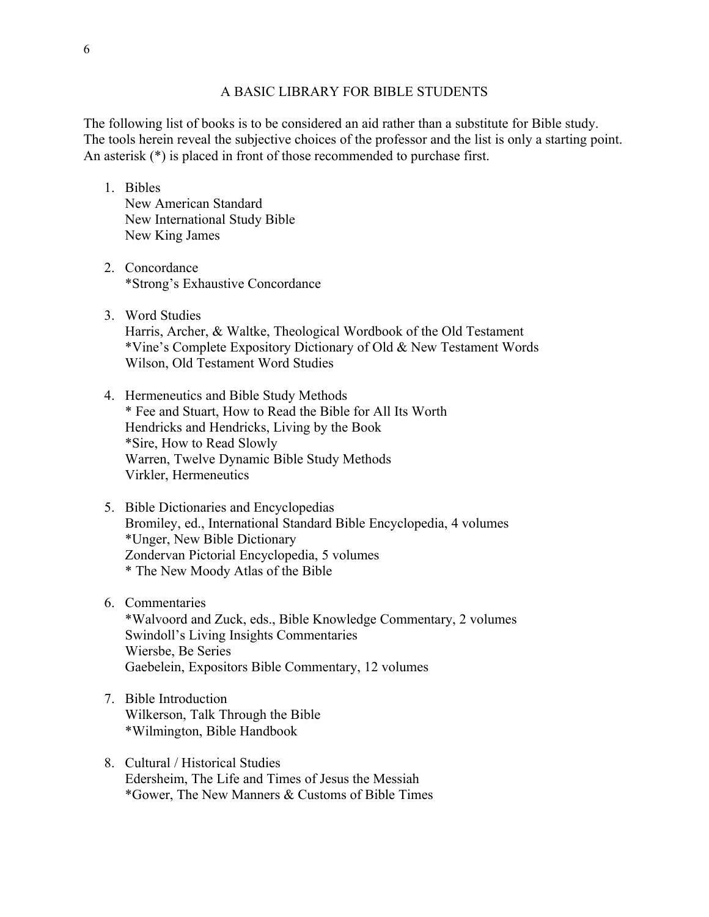# A BASIC LIBRARY FOR BIBLE STUDENTS

The following list of books is to be considered an aid rather than a substitute for Bible study. The tools herein reveal the subjective choices of the professor and the list is only a starting point. An asterisk (*) is placed in front of those recommended to purchase first.

1. Bibles
   New American Standard
   New International Study Bible
   New King James

2. Concordance
   *Strong's Exhaustive Concordance

3. Word Studies
   Harris, Archer, & Waltke, Theological Wordbook of the Old Testament
   *Vine's Complete Expository Dictionary of Old & New Testament Words
   Wilson, Old Testament Word Studies

4. Hermeneutics and Bible Study Methods
   * Fee and Stuart, How to Read the Bible for All Its Worth
   Hendricks and Hendricks, Living by the Book
   *Sire, How to Read Slowly
   Warren, Twelve Dynamic Bible Study Methods
   Virkler, Hermeneutics

5. Bible Dictionaries and Encyclopedias
   Bromiley, ed., International Standard Bible Encyclopedia, 4 volumes
   *Unger, New Bible Dictionary
   Zondervan Pictorial Encyclopedia, 5 volumes
   * The New Moody Atlas of the Bible

6. Commentaries
   *Walvoord and Zuck, eds., Bible Knowledge Commentary, 2 volumes
   Swindoll's Living Insights Commentaries
   Wiersbe, Be Series
   Gaebelein, Expositors Bible Commentary, 12 volumes

7. Bible Introduction
   Wilkerson, Talk Through the Bible
   *Wilmington, Bible Handbook

8. Cultural / Historical Studies
   Edersheim, The Life and Times of Jesus the Messiah
   *Gower, The New Manners & Customs of Bible Times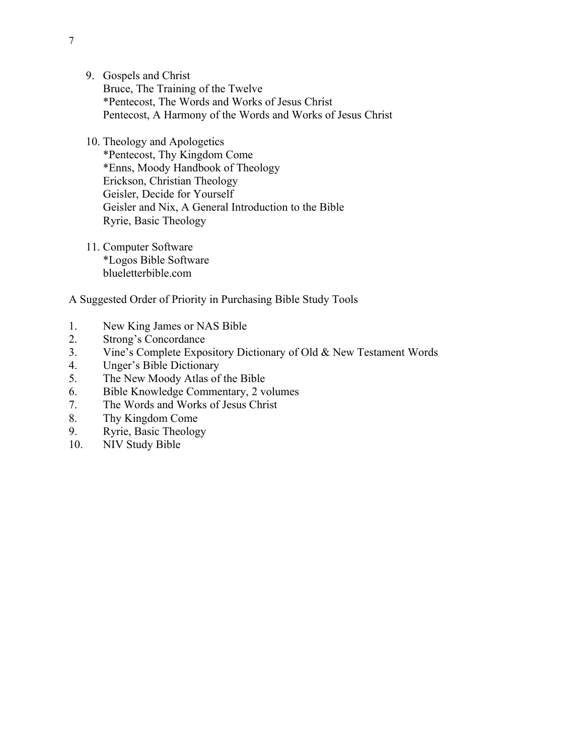9. Gospels and Christ
   Bruce, The Training of the Twelve
   *Pentecost, The Words and Works of Jesus Christ
   Pentecost, A Harmony of the Words and Works of Jesus Christ

10. Theology and Apologetics
    *Pentecost, Thy Kingdom Come
    *Enns, Moody Handbook of Theology
    Erickson, Christian Theology
    Geisler, Decide for Yourself
    Geisler and Nix, A General Introduction to the Bible
    Ryrie, Basic Theology

11. Computer Software
    *Logos Bible Software
    blueletterbible.com

A Suggested Order of Priority in Purchasing Bible Study Tools

1. New King James or NAS Bible
2. Strong's Concordance
3. Vine's Complete Expository Dictionary of Old & New Testament Words
4. Unger's Bible Dictionary
5. The New Moody Atlas of the Bible
6. Bible Knowledge Commentary, 2 volumes
7. The Words and Works of Jesus Christ
8. Thy Kingdom Come
9. Ryrie, Basic Theology
10. NIV Study Bible